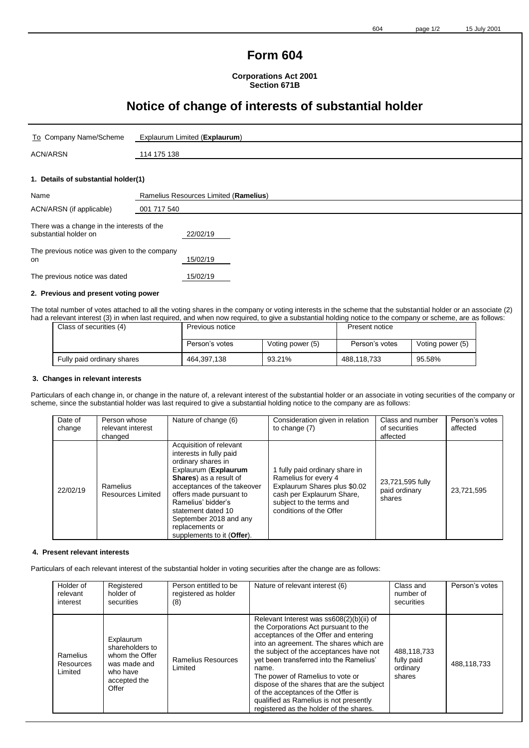# Form 604

**Corporations Act 2001**
**Section 671B**

## Notice of change of interests of substantial holder

| | |
|---|---|
| To Company Name/Scheme | Explaurum Limited (**Explaurum**) |
| ACN/ARSN | 114 175 138 |

### 1. Details of substantial holder(1)

| | |
|---|---|
| Name | Ramelius Resources Limited (**Ramelius**) |
| ACN/ARSN (if applicable) | 001 717 540 |

There was a change in the interests of the substantial holder on 22/02/19

The previous notice was given to the company on 15/02/19

The previous notice was dated 15/02/19

### 2. Previous and present voting power

The total number of votes attached to all the voting shares in the company or voting interests in the scheme that the substantial holder or an associate (2) had a relevant interest (3) in when last required, and when now required, to give a substantial holding notice to the company or scheme, are as follows:

| Class of securities (4) | Previous notice | | Present notice | |
|---|---|---|---|---|
| | Person's votes | Voting power (5) | Person's votes | Voting power (5) |
| Fully paid ordinary shares | 464,397,138 | 93.21% | 488,118,733 | 95.58% |

### 3. Changes in relevant interests

Particulars of each change in, or change in the nature of, a relevant interest of the substantial holder or an associate in voting securities of the company or scheme, since the substantial holder was last required to give a substantial holding notice to the company are as follows:

| Date of change | Person whose relevant interest changed | Nature of change (6) | Consideration given in relation to change (7) | Class and number of securities affected | Person's votes affected |
|---|---|---|---|---|---|
| 22/02/19 | Ramelius Resources Limited | Acquisition of relevant interests in fully paid ordinary shares in Explaurum (**Explaurum Shares**) as a result of acceptances of the takeover offers made pursuant to Ramelius' bidder's statement dated 10 September 2018 and any replacements or supplements to it (**Offer**). | 1 fully paid ordinary share in Ramelius for every 4 Explaurum Shares plus $0.02 cash per Explaurum Share, subject to the terms and conditions of the Offer | 23,721,595 fully paid ordinary shares | 23,721,595 |

### 4. Present relevant interests

Particulars of each relevant interest of the substantial holder in voting securities after the change are as follows:

| Holder of relevant interest | Registered holder of securities | Person entitled to be registered as holder (8) | Nature of relevant interest (6) | Class and number of securities | Person's votes |
|---|---|---|---|---|---|
| Ramelius Resources Limited | Explaurum shareholders to whom the Offer was made and who have accepted the Offer | Ramelius Resources Limited | Relevant Interest was ss608(2)(b)(ii) of the Corporations Act pursuant to the acceptances of the Offer and entering into an agreement. The shares which are the subject of the acceptances have not yet been transferred into the Ramelius' name. The power of Ramelius to vote or dispose of the shares that are the subject of the acceptances of the Offer is qualified as Ramelius is not presently registered as the holder of the shares. | 488,118,733 fully paid ordinary shares | 488,118,733 |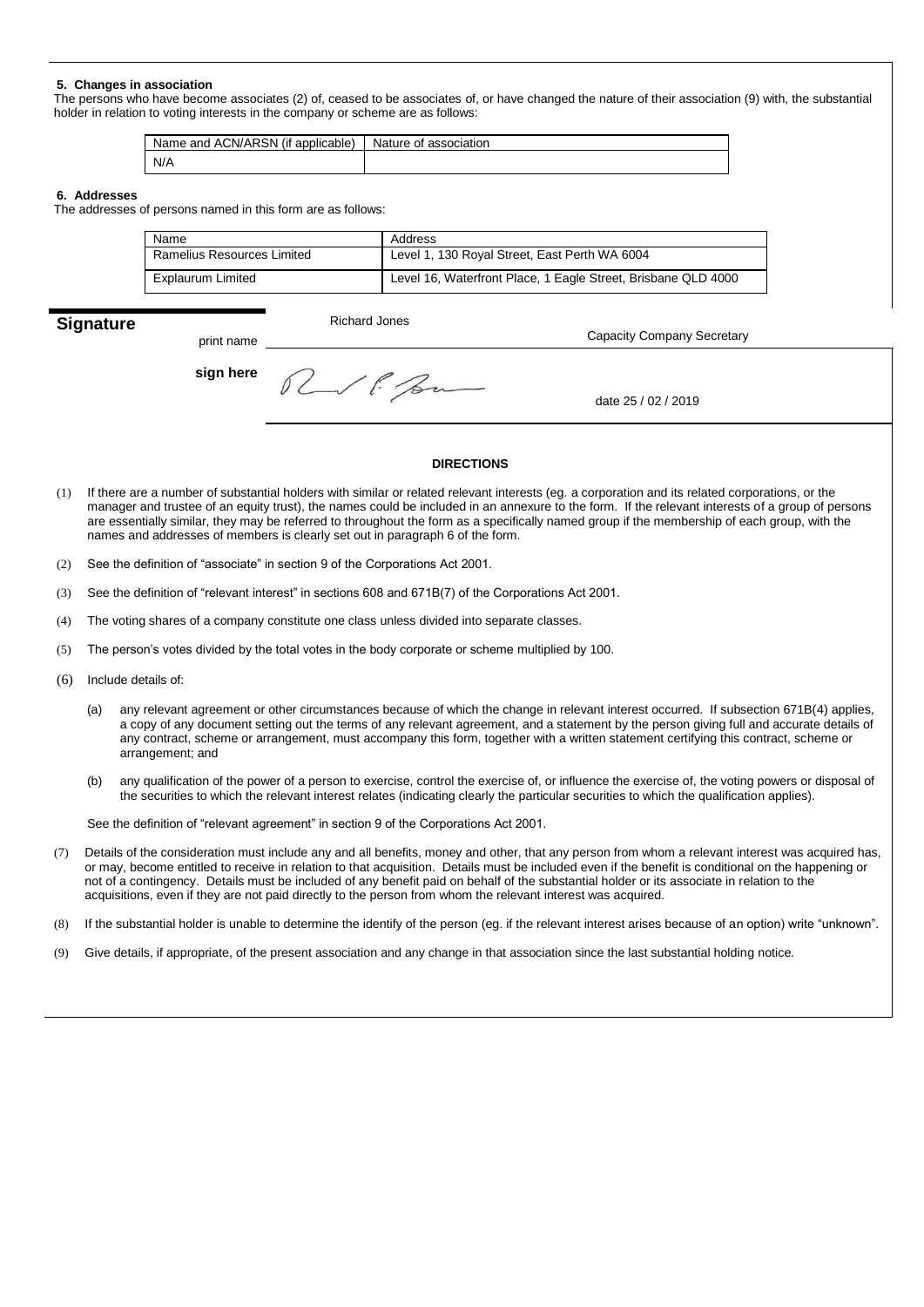**5. Changes in association**

The persons who have become associates (2) of, ceased to be associates of, or have changed the nature of their association (9) with, the substantial holder in relation to voting interests in the company or scheme are as follows:

| Name and ACN/ARSN (if applicable) | Nature of association |
|---|---|
| N/A | |

**6. Addresses**

The addresses of persons named in this form are as follows:

| Name | Address |
|---|---|
| Ramelius Resources Limited | Level 1, 130 Royal Street, East Perth WA 6004 |
| Explaurum Limited | Level 16, Waterfront Place, 1 Eagle Street, Brisbane QLD 4000 |

## Signature

print name Richard Jones

Capacity Company Secretary

sign here

date 25 / 02 / 2019

**DIRECTIONS**

(1) If there are a number of substantial holders with similar or related relevant interests (eg. a corporation and its related corporations, or the manager and trustee of an equity trust), the names could be included in an annexure to the form. If the relevant interests of a group of persons are essentially similar, they may be referred to throughout the form as a specifically named group if the membership of each group, with the names and addresses of members is clearly set out in paragraph 6 of the form.

(2) See the definition of "associate" in section 9 of the Corporations Act 2001.

(3) See the definition of "relevant interest" in sections 608 and 671B(7) of the Corporations Act 2001.

(4) The voting shares of a company constitute one class unless divided into separate classes.

(5) The person's votes divided by the total votes in the body corporate or scheme multiplied by 100.

(6) Include details of:

(a) any relevant agreement or other circumstances because of which the change in relevant interest occurred. If subsection 671B(4) applies, a copy of any document setting out the terms of any relevant agreement, and a statement by the person giving full and accurate details of any contract, scheme or arrangement, must accompany this form, together with a written statement certifying this contract, scheme or arrangement; and

(b) any qualification of the power of a person to exercise, control the exercise of, or influence the exercise of, the voting powers or disposal of the securities to which the relevant interest relates (indicating clearly the particular securities to which the qualification applies).

See the definition of "relevant agreement" in section 9 of the Corporations Act 2001.

(7) Details of the consideration must include any and all benefits, money and other, that any person from whom a relevant interest was acquired has, or may, become entitled to receive in relation to that acquisition. Details must be included even if the benefit is conditional on the happening or not of a contingency. Details must be included of any benefit paid on behalf of the substantial holder or its associate in relation to the acquisitions, even if they are not paid directly to the person from whom the relevant interest was acquired.

(8) If the substantial holder is unable to determine the identify of the person (eg. if the relevant interest arises because of an option) write "unknown".

(9) Give details, if appropriate, of the present association and any change in that association since the last substantial holding notice.